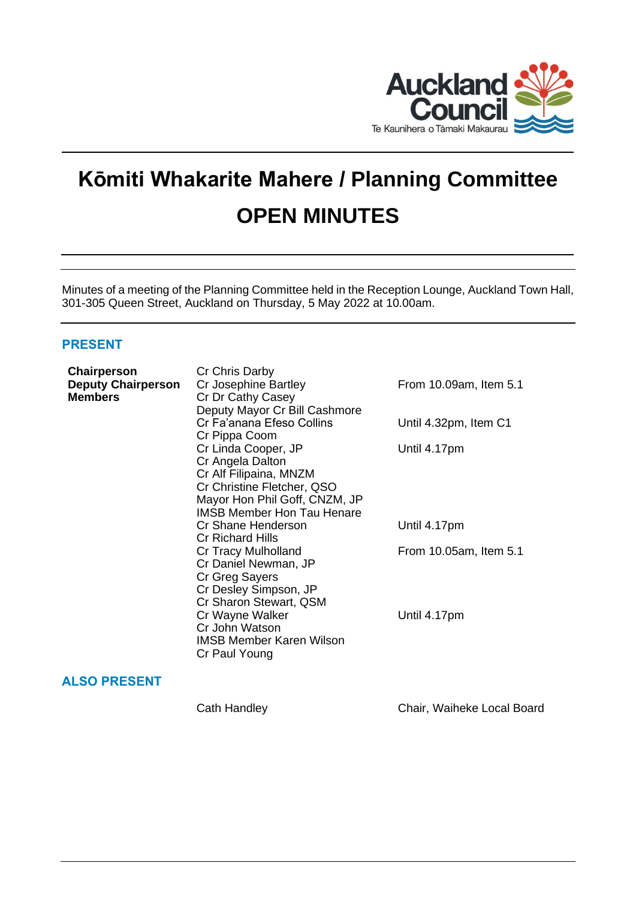# Kōmiti Whakarite Mahere / Planning Committee

# OPEN MINUTES

Minutes of a meeting of the Planning Committee held in the Reception Lounge, Auckland Town Hall, 301-305 Queen Street, Auckland on Thursday, 5 May 2022 at 10.00am.

## PRESENT

| | | |
|---|---|---|
| **Chairperson** | Cr Chris Darby | |
| **Deputy Chairperson** | Cr Josephine Bartley | From 10.09am, Item 5.1 |
| **Members** | Cr Dr Cathy Casey | |
| | Deputy Mayor Cr Bill Cashmore | |
| | Cr Fa'anana Efeso Collins | Until 4.32pm, Item C1 |
| | Cr Pippa Coom | |
| | Cr Linda Cooper, JP | Until 4.17pm |
| | Cr Angela Dalton | |
| | Cr Alf Filipaina, MNZM | |
| | Cr Christine Fletcher, QSO | |
| | Mayor Hon Phil Goff, CNZM, JP | |
| | IMSB Member Hon Tau Henare | |
| | Cr Shane Henderson | Until 4.17pm |
| | Cr Richard Hills | |
| | Cr Tracy Mulholland | From 10.05am, Item 5.1 |
| | Cr Daniel Newman, JP | |
| | Cr Greg Sayers | |
| | Cr Desley Simpson, JP | |
| | Cr Sharon Stewart, QSM | |
| | Cr Wayne Walker | Until 4.17pm |
| | Cr John Watson | |
| | IMSB Member Karen Wilson | |
| | Cr Paul Young | |

## ALSO PRESENT

| | |
|---|---|
| Cath Handley | Chair, Waiheke Local Board |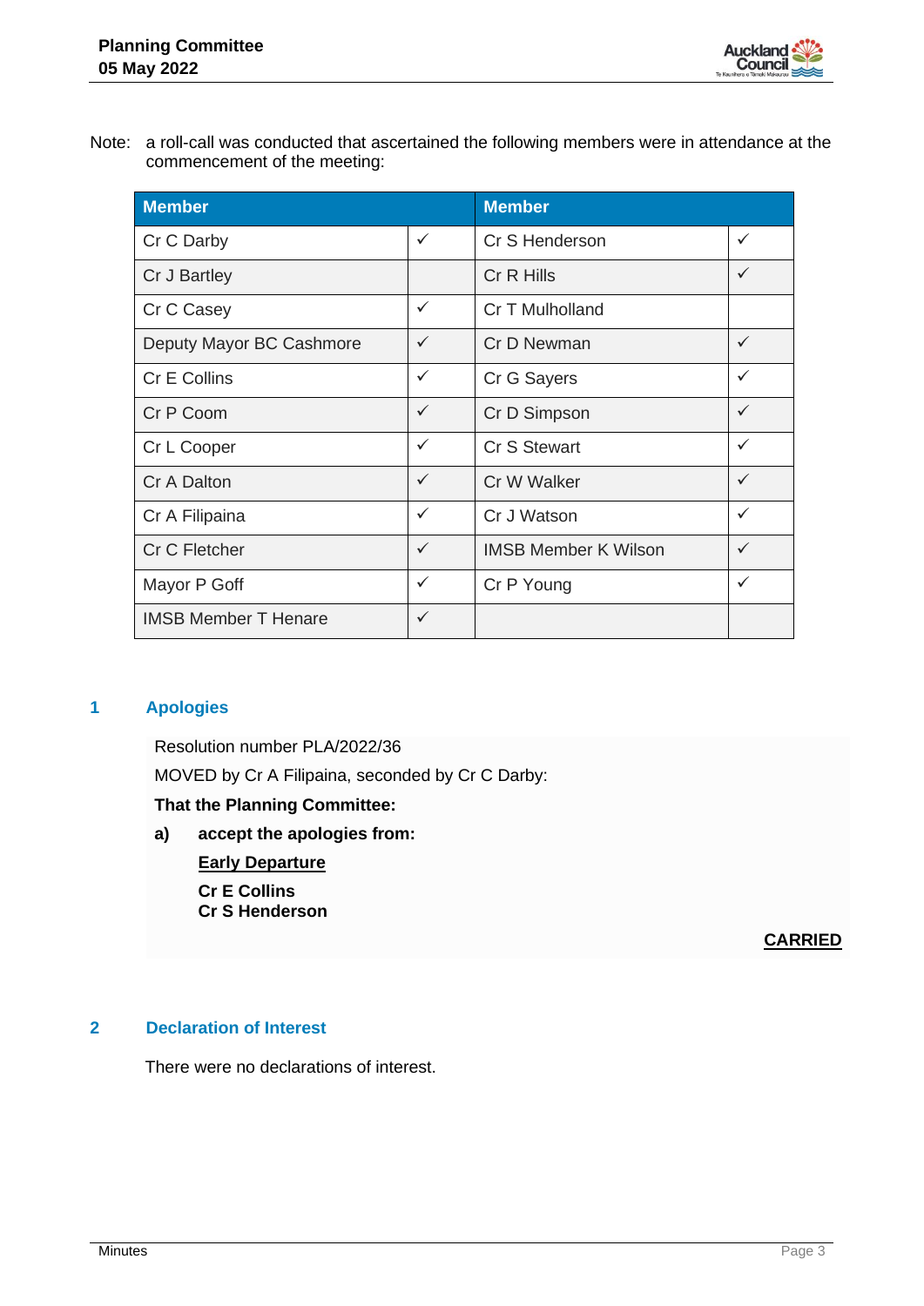Note: a roll-call was conducted that ascertained the following members were in attendance at the commencement of the meeting:

| Member | | Member | |
|---|---|---|---|
| Cr C Darby | ✓ | Cr S Henderson | ✓ |
| Cr J Bartley | | Cr R Hills | ✓ |
| Cr C Casey | ✓ | Cr T Mulholland | |
| Deputy Mayor BC Cashmore | ✓ | Cr D Newman | ✓ |
| Cr E Collins | ✓ | Cr G Sayers | ✓ |
| Cr P Coom | ✓ | Cr D Simpson | ✓ |
| Cr L Cooper | ✓ | Cr S Stewart | ✓ |
| Cr A Dalton | ✓ | Cr W Walker | ✓ |
| Cr A Filipaina | ✓ | Cr J Watson | ✓ |
| Cr C Fletcher | ✓ | IMSB Member K Wilson | ✓ |
| Mayor P Goff | ✓ | Cr P Young | ✓ |
| IMSB Member T Henare | ✓ | | |

## 1 Apologies

Resolution number PLA/2022/36

MOVED by Cr A Filipaina, seconded by Cr C Darby:

**That the Planning Committee:**

**a) accept the apologies from:**

**Early Departure**

**Cr E Collins**
**Cr S Henderson**

**CARRIED**

## 2 Declaration of Interest

There were no declarations of interest.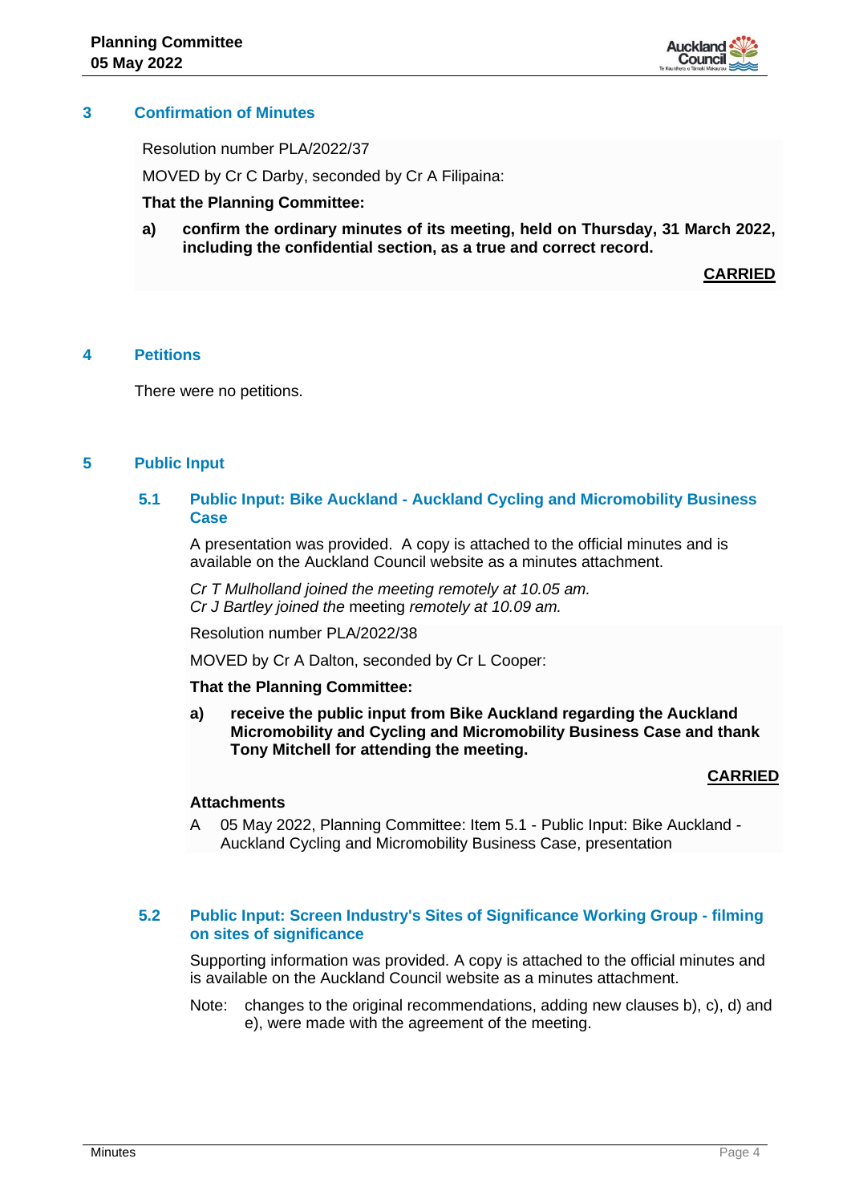## 3 Confirmation of Minutes

Resolution number PLA/2022/37

MOVED by Cr C Darby, seconded by Cr A Filipaina:

**That the Planning Committee:**

**a) confirm the ordinary minutes of its meeting, held on Thursday, 31 March 2022, including the confidential section, as a true and correct record.**

**CARRIED**

## 4 Petitions

There were no petitions.

## 5 Public Input

### 5.1 Public Input: Bike Auckland - Auckland Cycling and Micromobility Business Case

A presentation was provided. A copy is attached to the official minutes and is available on the Auckland Council website as a minutes attachment.

*Cr T Mulholland joined the meeting remotely at 10.05 am.*
*Cr J Bartley joined the* meeting *remotely at 10.09 am.*

Resolution number PLA/2022/38

MOVED by Cr A Dalton, seconded by Cr L Cooper:

**That the Planning Committee:**

**a) receive the public input from Bike Auckland regarding the Auckland Micromobility and Cycling and Micromobility Business Case and thank Tony Mitchell for attending the meeting.**

**CARRIED**

**Attachments**

A 05 May 2022, Planning Committee: Item 5.1 - Public Input: Bike Auckland - Auckland Cycling and Micromobility Business Case, presentation

### 5.2 Public Input: Screen Industry's Sites of Significance Working Group - filming on sites of significance

Supporting information was provided. A copy is attached to the official minutes and is available on the Auckland Council website as a minutes attachment.

Note: changes to the original recommendations, adding new clauses b), c), d) and e), were made with the agreement of the meeting.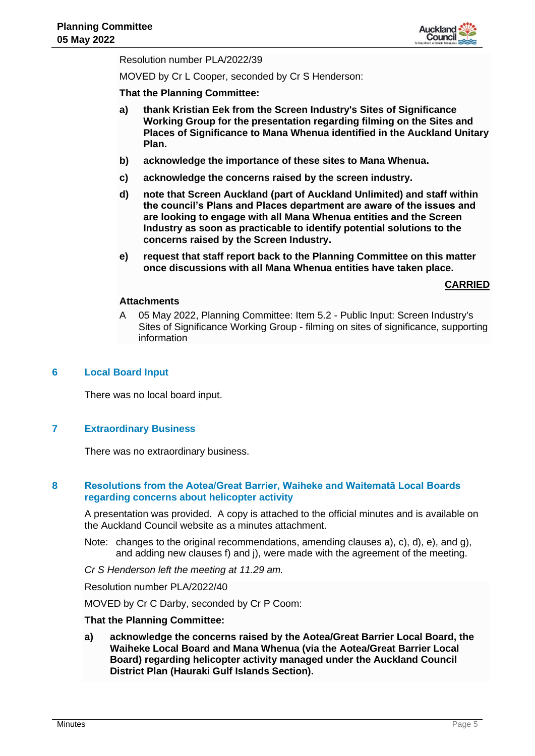Resolution number PLA/2022/39

MOVED by Cr L Cooper, seconded by Cr S Henderson:

**That the Planning Committee:**

**a) thank Kristian Eek from the Screen Industry's Sites of Significance Working Group for the presentation regarding filming on the Sites and Places of Significance to Mana Whenua identified in the Auckland Unitary Plan.**

**b) acknowledge the importance of these sites to Mana Whenua.**

**c) acknowledge the concerns raised by the screen industry.**

**d) note that Screen Auckland (part of Auckland Unlimited) and staff within the council's Plans and Places department are aware of the issues and are looking to engage with all Mana Whenua entities and the Screen Industry as soon as practicable to identify potential solutions to the concerns raised by the Screen Industry.**

**e) request that staff report back to the Planning Committee on this matter once discussions with all Mana Whenua entities have taken place.**

**CARRIED**

**Attachments**

A 05 May 2022, Planning Committee: Item 5.2 - Public Input: Screen Industry's Sites of Significance Working Group - filming on sites of significance, supporting information

## 6 Local Board Input

There was no local board input.

## 7 Extraordinary Business

There was no extraordinary business.

## 8 Resolutions from the Aotea/Great Barrier, Waiheke and Waitematā Local Boards regarding concerns about helicopter activity

A presentation was provided. A copy is attached to the official minutes and is available on the Auckland Council website as a minutes attachment.

Note: changes to the original recommendations, amending clauses a), c), d), e), and g), and adding new clauses f) and j), were made with the agreement of the meeting.

*Cr S Henderson left the meeting at 11.29 am.*

Resolution number PLA/2022/40

MOVED by Cr C Darby, seconded by Cr P Coom:

**That the Planning Committee:**

**a) acknowledge the concerns raised by the Aotea/Great Barrier Local Board, the Waiheke Local Board and Mana Whenua (via the Aotea/Great Barrier Local Board) regarding helicopter activity managed under the Auckland Council District Plan (Hauraki Gulf Islands Section).**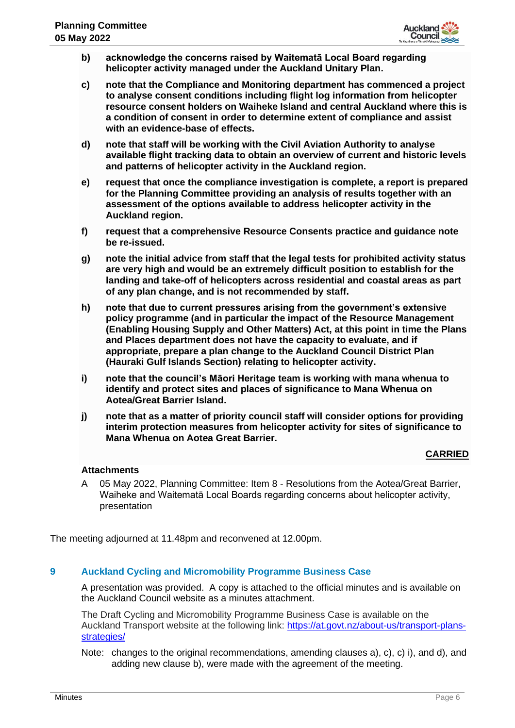**b) acknowledge the concerns raised by Waitematā Local Board regarding helicopter activity managed under the Auckland Unitary Plan.**

**c) note that the Compliance and Monitoring department has commenced a project to analyse consent conditions including flight log information from helicopter resource consent holders on Waiheke Island and central Auckland where this is a condition of consent in order to determine extent of compliance and assist with an evidence-base of effects.**

**d) note that staff will be working with the Civil Aviation Authority to analyse available flight tracking data to obtain an overview of current and historic levels and patterns of helicopter activity in the Auckland region.**

**e) request that once the compliance investigation is complete, a report is prepared for the Planning Committee providing an analysis of results together with an assessment of the options available to address helicopter activity in the Auckland region.**

**f) request that a comprehensive Resource Consents practice and guidance note be re-issued.**

**g) note the initial advice from staff that the legal tests for prohibited activity status are very high and would be an extremely difficult position to establish for the landing and take-off of helicopters across residential and coastal areas as part of any plan change, and is not recommended by staff.**

**h) note that due to current pressures arising from the government's extensive policy programme (and in particular the impact of the Resource Management (Enabling Housing Supply and Other Matters) Act, at this point in time the Plans and Places department does not have the capacity to evaluate, and if appropriate, prepare a plan change to the Auckland Council District Plan (Hauraki Gulf Islands Section) relating to helicopter activity.**

**i) note that the council's Māori Heritage team is working with mana whenua to identify and protect sites and places of significance to Mana Whenua on Aotea/Great Barrier Island.**

**j) note that as a matter of priority council staff will consider options for providing interim protection measures from helicopter activity for sites of significance to Mana Whenua on Aotea Great Barrier.**

**CARRIED**

**Attachments**

A 05 May 2022, Planning Committee: Item 8 - Resolutions from the Aotea/Great Barrier, Waiheke and Waitematā Local Boards regarding concerns about helicopter activity, presentation

The meeting adjourned at 11.48pm and reconvened at 12.00pm.

## 9 Auckland Cycling and Micromobility Programme Business Case

A presentation was provided. A copy is attached to the official minutes and is available on the Auckland Council website as a minutes attachment.

The Draft Cycling and Micromobility Programme Business Case is available on the Auckland Transport website at the following link: [https://at.govt.nz/about-us/transport-plans-strategies/](https://at.govt.nz/about-us/transport-plans-strategies/)

Note: changes to the original recommendations, amending clauses a), c), c) i), and d), and adding new clause b), were made with the agreement of the meeting.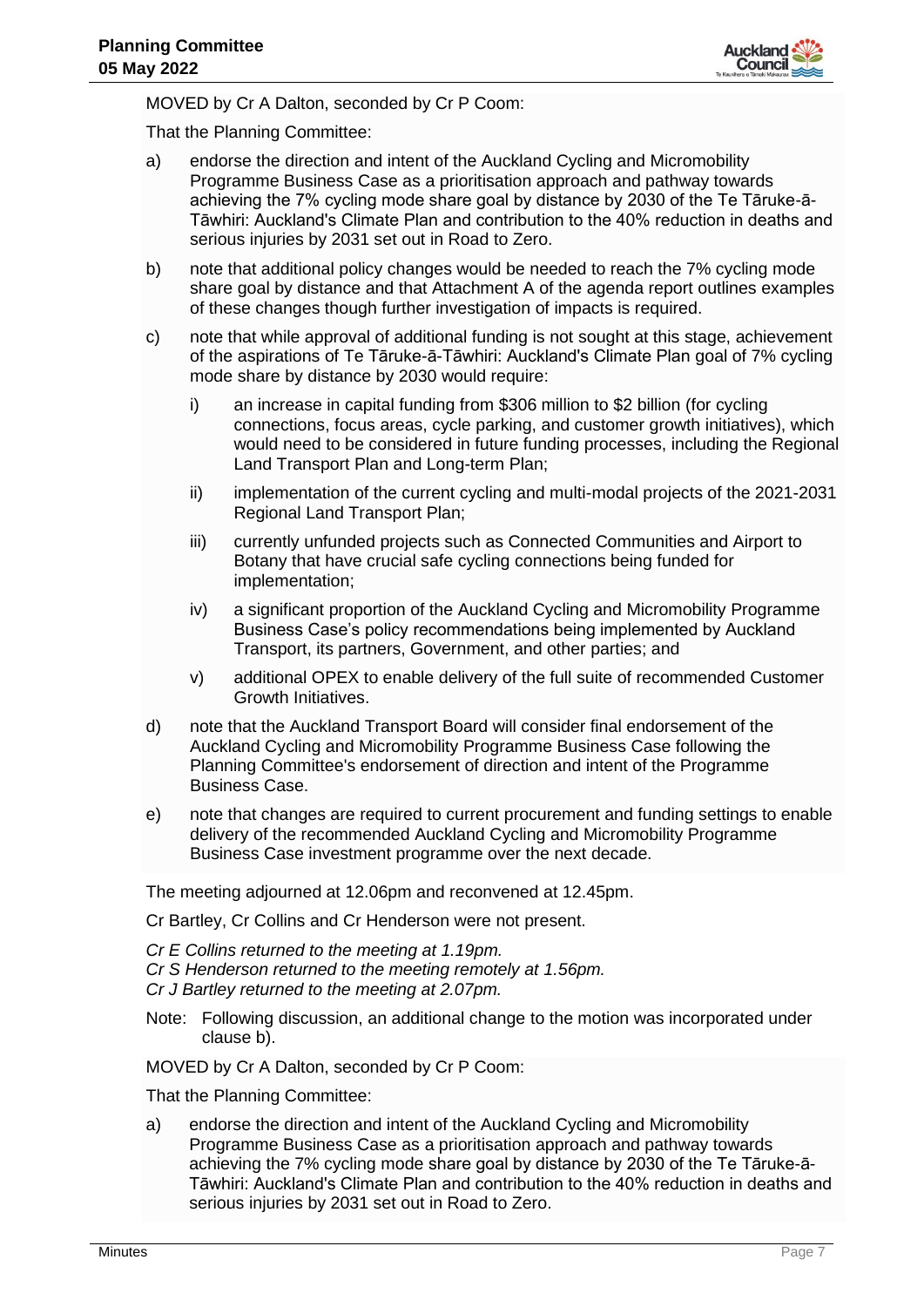MOVED by Cr A Dalton, seconded by Cr P Coom:

That the Planning Committee:

a) endorse the direction and intent of the Auckland Cycling and Micromobility Programme Business Case as a prioritisation approach and pathway towards achieving the 7% cycling mode share goal by distance by 2030 of the Te Tāruke-ā-Tāwhiri: Auckland's Climate Plan and contribution to the 40% reduction in deaths and serious injuries by 2031 set out in Road to Zero.

b) note that additional policy changes would be needed to reach the 7% cycling mode share goal by distance and that Attachment A of the agenda report outlines examples of these changes though further investigation of impacts is required.

c) note that while approval of additional funding is not sought at this stage, achievement of the aspirations of Te Tāruke-ā-Tāwhiri: Auckland's Climate Plan goal of 7% cycling mode share by distance by 2030 would require:

   i) an increase in capital funding from $306 million to $2 billion (for cycling connections, focus areas, cycle parking, and customer growth initiatives), which would need to be considered in future funding processes, including the Regional Land Transport Plan and Long-term Plan;

   ii) implementation of the current cycling and multi-modal projects of the 2021-2031 Regional Land Transport Plan;

   iii) currently unfunded projects such as Connected Communities and Airport to Botany that have crucial safe cycling connections being funded for implementation;

   iv) a significant proportion of the Auckland Cycling and Micromobility Programme Business Case's policy recommendations being implemented by Auckland Transport, its partners, Government, and other parties; and

   v) additional OPEX to enable delivery of the full suite of recommended Customer Growth Initiatives.

d) note that the Auckland Transport Board will consider final endorsement of the Auckland Cycling and Micromobility Programme Business Case following the Planning Committee's endorsement of direction and intent of the Programme Business Case.

e) note that changes are required to current procurement and funding settings to enable delivery of the recommended Auckland Cycling and Micromobility Programme Business Case investment programme over the next decade.

The meeting adjourned at 12.06pm and reconvened at 12.45pm.

Cr Bartley, Cr Collins and Cr Henderson were not present.

*Cr E Collins returned to the meeting at 1.19pm.*
*Cr S Henderson returned to the meeting remotely at 1.56pm.*
*Cr J Bartley returned to the meeting at 2.07pm.*

Note: Following discussion, an additional change to the motion was incorporated under clause b).

MOVED by Cr A Dalton, seconded by Cr P Coom:

That the Planning Committee:

a) endorse the direction and intent of the Auckland Cycling and Micromobility Programme Business Case as a prioritisation approach and pathway towards achieving the 7% cycling mode share goal by distance by 2030 of the Te Tāruke-ā-Tāwhiri: Auckland's Climate Plan and contribution to the 40% reduction in deaths and serious injuries by 2031 set out in Road to Zero.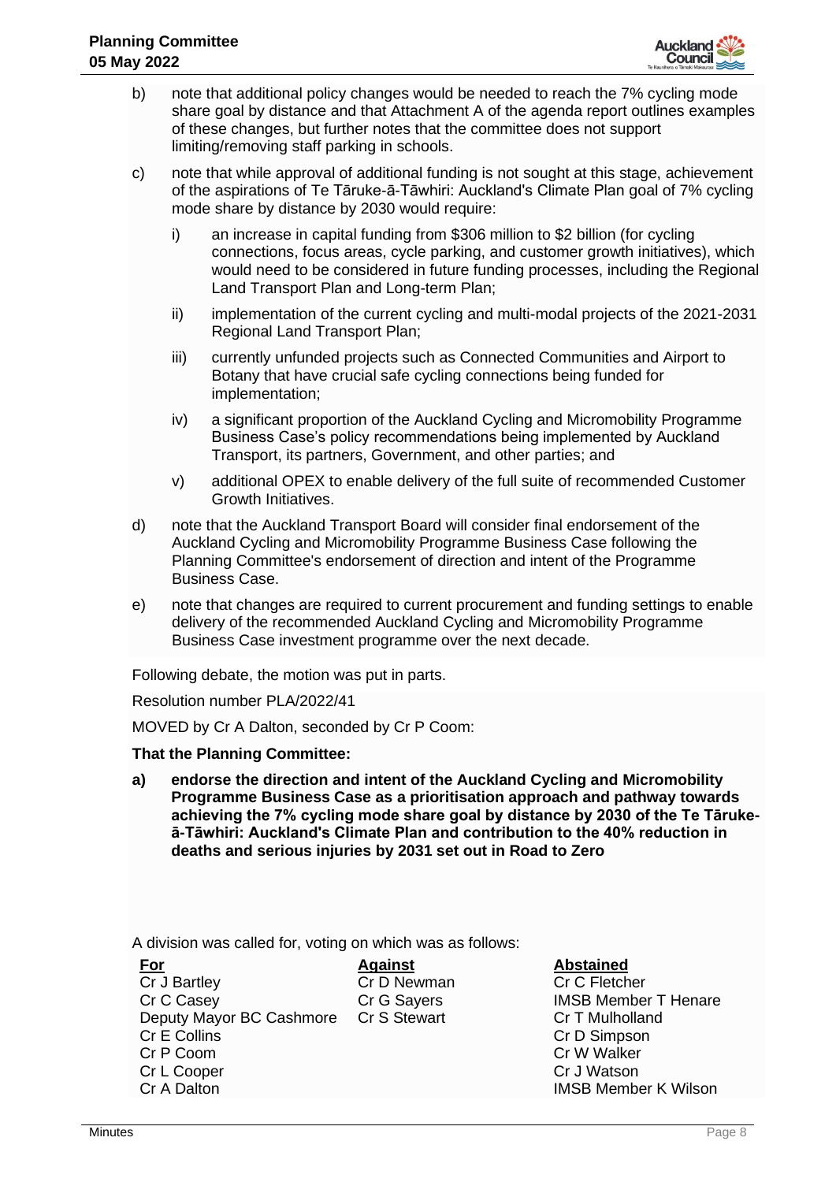b) note that additional policy changes would be needed to reach the 7% cycling mode share goal by distance and that Attachment A of the agenda report outlines examples of these changes, but further notes that the committee does not support limiting/removing staff parking in schools.

c) note that while approval of additional funding is not sought at this stage, achievement of the aspirations of Te Tāruke-ā-Tāwhiri: Auckland's Climate Plan goal of 7% cycling mode share by distance by 2030 would require:

   i) an increase in capital funding from $306 million to $2 billion (for cycling connections, focus areas, cycle parking, and customer growth initiatives), which would need to be considered in future funding processes, including the Regional Land Transport Plan and Long-term Plan;

   ii) implementation of the current cycling and multi-modal projects of the 2021-2031 Regional Land Transport Plan;

   iii) currently unfunded projects such as Connected Communities and Airport to Botany that have crucial safe cycling connections being funded for implementation;

   iv) a significant proportion of the Auckland Cycling and Micromobility Programme Business Case's policy recommendations being implemented by Auckland Transport, its partners, Government, and other parties; and

   v) additional OPEX to enable delivery of the full suite of recommended Customer Growth Initiatives.

d) note that the Auckland Transport Board will consider final endorsement of the Auckland Cycling and Micromobility Programme Business Case following the Planning Committee's endorsement of direction and intent of the Programme Business Case.

e) note that changes are required to current procurement and funding settings to enable delivery of the recommended Auckland Cycling and Micromobility Programme Business Case investment programme over the next decade.

Following debate, the motion was put in parts.

Resolution number PLA/2022/41

MOVED by Cr A Dalton, seconded by Cr P Coom:

**That the Planning Committee:**

**a) endorse the direction and intent of the Auckland Cycling and Micromobility Programme Business Case as a prioritisation approach and pathway towards achieving the 7% cycling mode share goal by distance by 2030 of the Te Tāruke-ā-Tāwhiri: Auckland's Climate Plan and contribution to the 40% reduction in deaths and serious injuries by 2031 set out in Road to Zero**

A division was called for, voting on which was as follows:

| For | Against | Abstained |
|---|---|---|
| Cr J Bartley | Cr D Newman | Cr C Fletcher |
| Cr C Casey | Cr G Sayers | IMSB Member T Henare |
| Deputy Mayor BC Cashmore | Cr S Stewart | Cr T Mulholland |
| Cr E Collins | | Cr D Simpson |
| Cr P Coom | | Cr W Walker |
| Cr L Cooper | | Cr J Watson |
| Cr A Dalton | | IMSB Member K Wilson |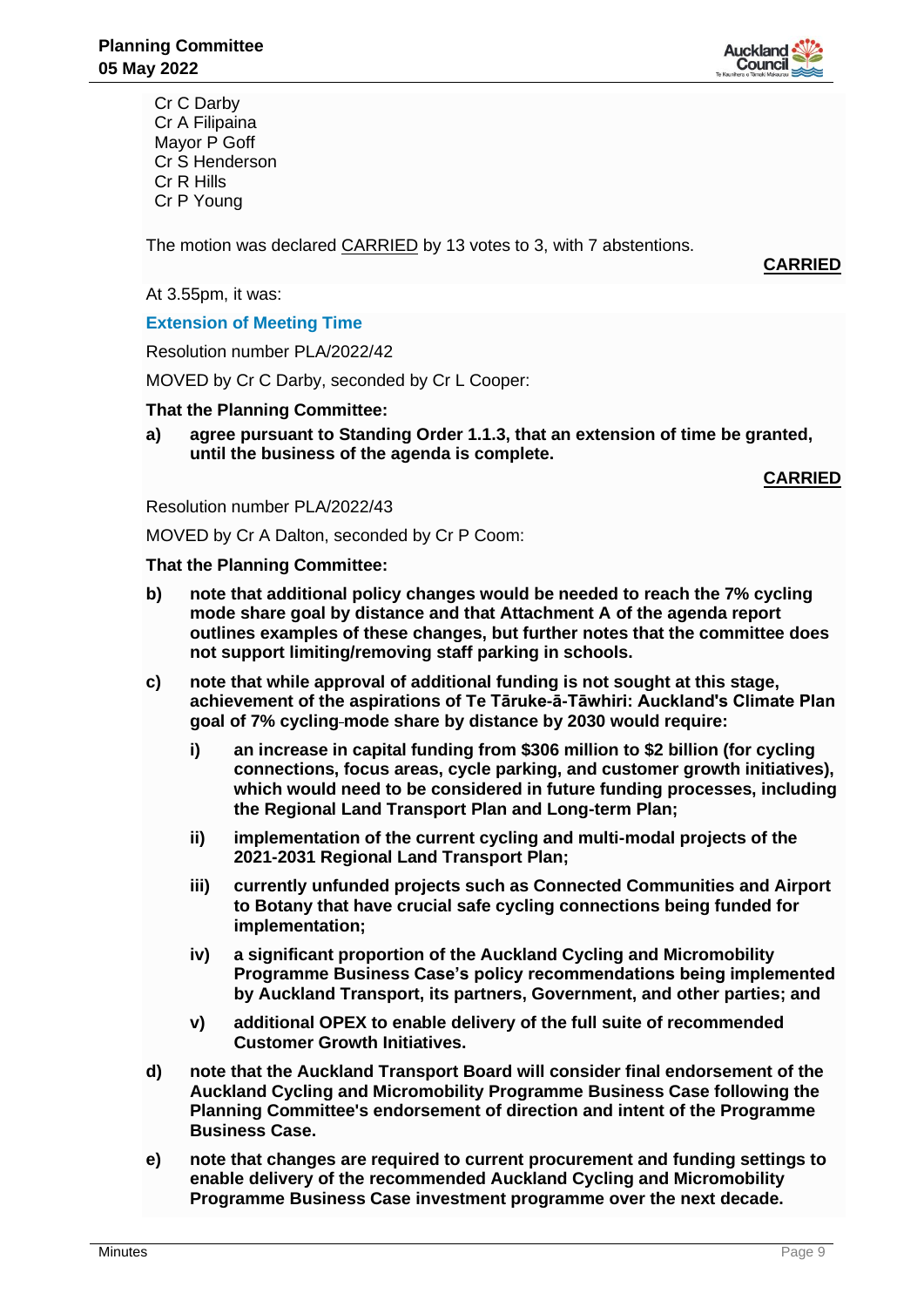Cr C Darby
Cr A Filipaina
Mayor P Goff
Cr S Henderson
Cr R Hills
Cr P Young

The motion was declared CARRIED by 13 votes to 3, with 7 abstentions.

**CARRIED**

At 3.55pm, it was:

### Extension of Meeting Time

Resolution number PLA/2022/42

MOVED by Cr C Darby, seconded by Cr L Cooper:

**That the Planning Committee:**

**a) agree pursuant to Standing Order 1.1.3, that an extension of time be granted, until the business of the agenda is complete.**

**CARRIED**

Resolution number PLA/2022/43

MOVED by Cr A Dalton, seconded by Cr P Coom:

**That the Planning Committee:**

**b) note that additional policy changes would be needed to reach the 7% cycling mode share goal by distance and that Attachment A of the agenda report outlines examples of these changes, but further notes that the committee does not support limiting/removing staff parking in schools.**

**c) note that while approval of additional funding is not sought at this stage, achievement of the aspirations of Te Tāruke-ā-Tāwhiri: Auckland's Climate Plan goal of 7% cycling mode share by distance by 2030 would require:**

**i) an increase in capital funding from $306 million to $2 billion (for cycling connections, focus areas, cycle parking, and customer growth initiatives), which would need to be considered in future funding processes, including the Regional Land Transport Plan and Long-term Plan;**

**ii) implementation of the current cycling and multi-modal projects of the 2021-2031 Regional Land Transport Plan;**

**iii) currently unfunded projects such as Connected Communities and Airport to Botany that have crucial safe cycling connections being funded for implementation;**

**iv) a significant proportion of the Auckland Cycling and Micromobility Programme Business Case's policy recommendations being implemented by Auckland Transport, its partners, Government, and other parties; and**

**v) additional OPEX to enable delivery of the full suite of recommended Customer Growth Initiatives.**

**d) note that the Auckland Transport Board will consider final endorsement of the Auckland Cycling and Micromobility Programme Business Case following the Planning Committee's endorsement of direction and intent of the Programme Business Case.**

**e) note that changes are required to current procurement and funding settings to enable delivery of the recommended Auckland Cycling and Micromobility Programme Business Case investment programme over the next decade.**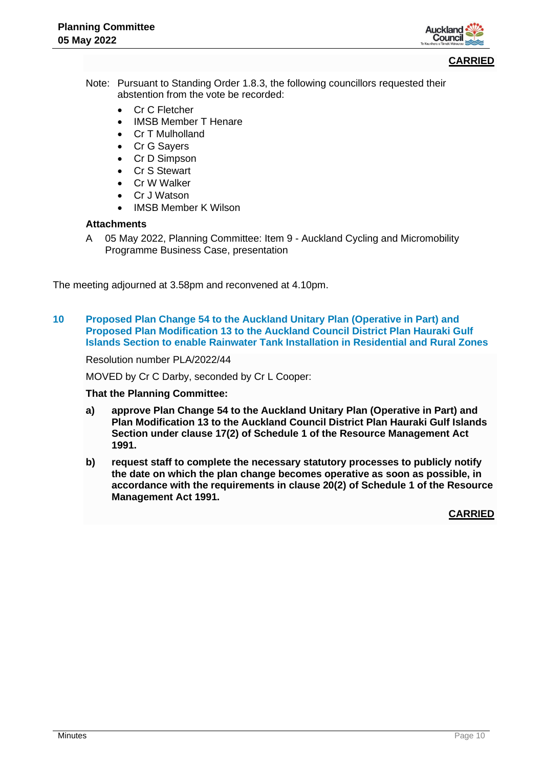**CARRIED**

Note: Pursuant to Standing Order 1.8.3, the following councillors requested their abstention from the vote be recorded:

- Cr C Fletcher
- IMSB Member T Henare
- Cr T Mulholland
- Cr G Sayers
- Cr D Simpson
- Cr S Stewart
- Cr W Walker
- Cr J Watson
- IMSB Member K Wilson

**Attachments**

A 05 May 2022, Planning Committee: Item 9 - Auckland Cycling and Micromobility Programme Business Case, presentation

The meeting adjourned at 3.58pm and reconvened at 4.10pm.

## 10 Proposed Plan Change 54 to the Auckland Unitary Plan (Operative in Part) and Proposed Plan Modification 13 to the Auckland Council District Plan Hauraki Gulf Islands Section to enable Rainwater Tank Installation in Residential and Rural Zones

Resolution number PLA/2022/44

MOVED by Cr C Darby, seconded by Cr L Cooper:

**That the Planning Committee:**

**a) approve Plan Change 54 to the Auckland Unitary Plan (Operative in Part) and Plan Modification 13 to the Auckland Council District Plan Hauraki Gulf Islands Section under clause 17(2) of Schedule 1 of the Resource Management Act 1991.**

**b) request staff to complete the necessary statutory processes to publicly notify the date on which the plan change becomes operative as soon as possible, in accordance with the requirements in clause 20(2) of Schedule 1 of the Resource Management Act 1991.**

**CARRIED**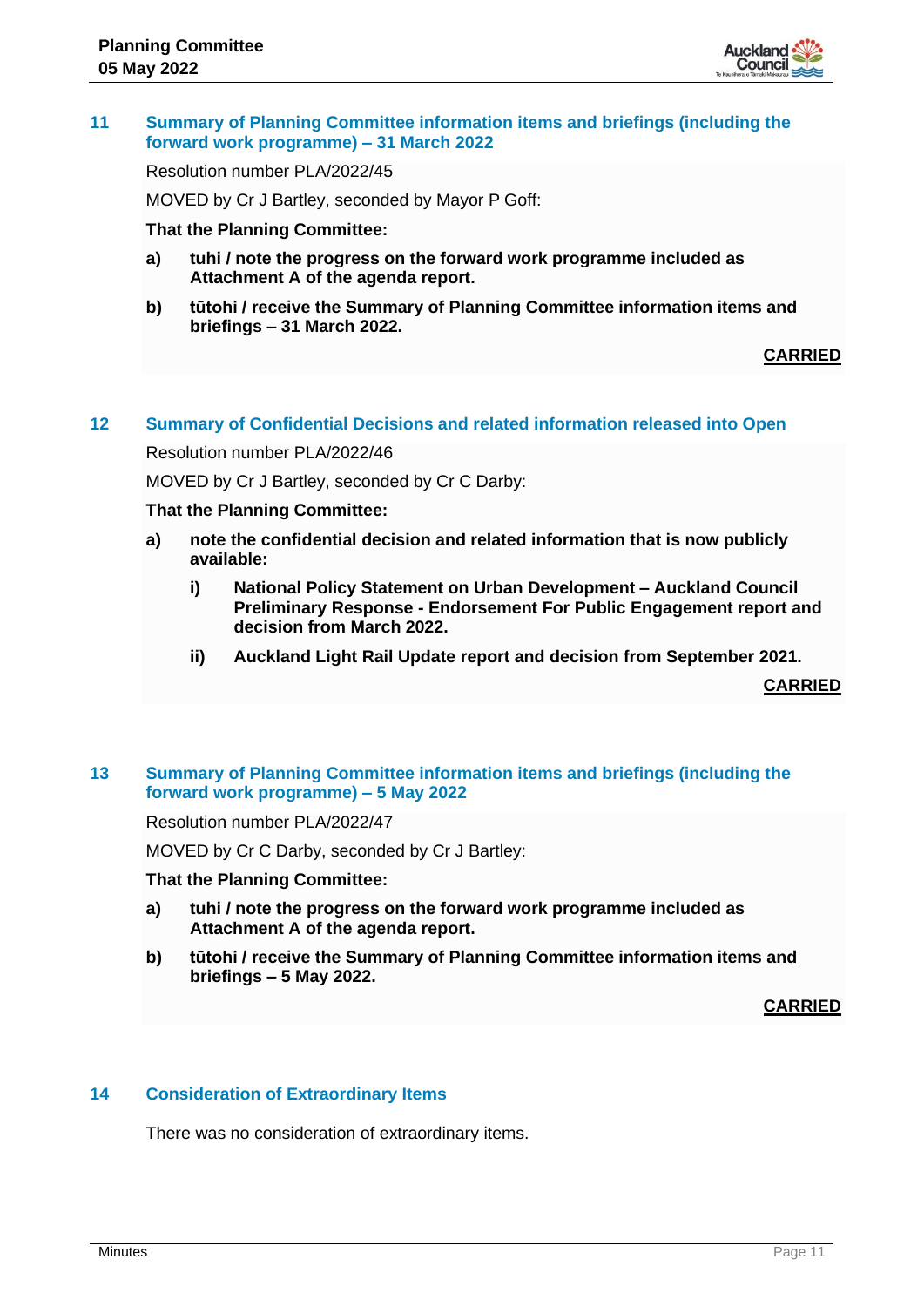## 11 Summary of Planning Committee information items and briefings (including the forward work programme) – 31 March 2022

Resolution number PLA/2022/45

MOVED by Cr J Bartley, seconded by Mayor P Goff:

**That the Planning Committee:**

**a) tuhi / note the progress on the forward work programme included as Attachment A of the agenda report.**

**b) tūtohi / receive the Summary of Planning Committee information items and briefings – 31 March 2022.**

**CARRIED**

## 12 Summary of Confidential Decisions and related information released into Open

Resolution number PLA/2022/46

MOVED by Cr J Bartley, seconded by Cr C Darby:

**That the Planning Committee:**

**a) note the confidential decision and related information that is now publicly available:**

**i) National Policy Statement on Urban Development – Auckland Council Preliminary Response - Endorsement For Public Engagement report and decision from March 2022.**

**ii) Auckland Light Rail Update report and decision from September 2021.**

**CARRIED**

## 13 Summary of Planning Committee information items and briefings (including the forward work programme) – 5 May 2022

Resolution number PLA/2022/47

MOVED by Cr C Darby, seconded by Cr J Bartley:

**That the Planning Committee:**

**a) tuhi / note the progress on the forward work programme included as Attachment A of the agenda report.**

**b) tūtohi / receive the Summary of Planning Committee information items and briefings – 5 May 2022.**

**CARRIED**

## 14 Consideration of Extraordinary Items

There was no consideration of extraordinary items.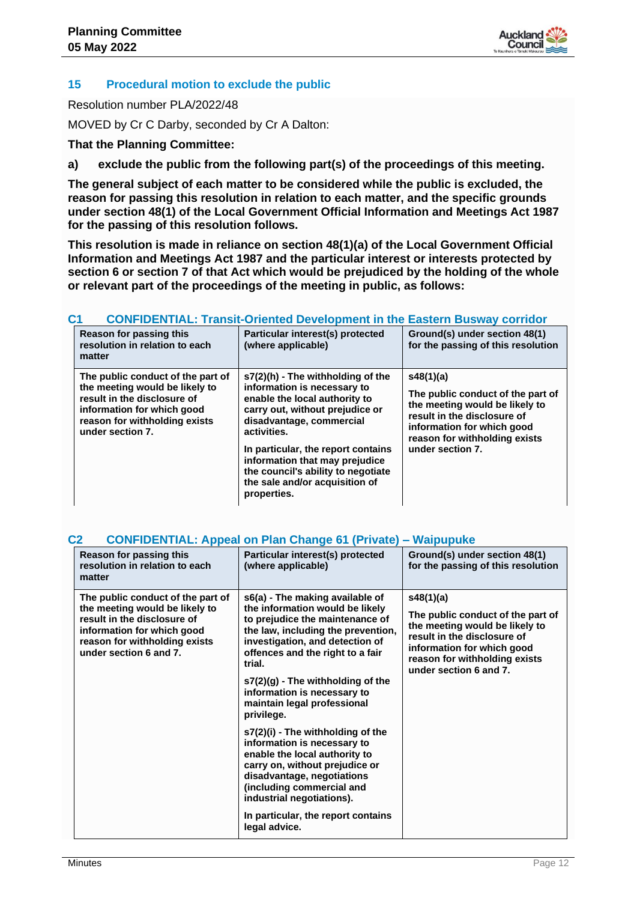## 15 Procedural motion to exclude the public

Resolution number PLA/2022/48

MOVED by Cr C Darby, seconded by Cr A Dalton:

**That the Planning Committee:**

**a) exclude the public from the following part(s) of the proceedings of this meeting.**

**The general subject of each matter to be considered while the public is excluded, the reason for passing this resolution in relation to each matter, and the specific grounds under section 48(1) of the Local Government Official Information and Meetings Act 1987 for the passing of this resolution follows.**

**This resolution is made in reliance on section 48(1)(a) of the Local Government Official Information and Meetings Act 1987 and the particular interest or interests protected by section 6 or section 7 of that Act which would be prejudiced by the holding of the whole or relevant part of the proceedings of the meeting in public, as follows:**

### C1 CONFIDENTIAL: Transit-Oriented Development in the Eastern Busway corridor

| Reason for passing this resolution in relation to each matter | Particular interest(s) protected (where applicable) | Ground(s) under section 48(1) for the passing of this resolution |
|---|---|---|
| **The public conduct of the part of the meeting would be likely to result in the disclosure of information for which good reason for withholding exists under section 7.** | **s7(2)(h) - The withholding of the information is necessary to enable the local authority to carry out, without prejudice or disadvantage, commercial activities.**<br><br>**In particular, the report contains information that may prejudice the council's ability to negotiate the sale and/or acquisition of properties.** | **s48(1)(a)**<br><br>**The public conduct of the part of the meeting would be likely to result in the disclosure of information for which good reason for withholding exists under section 7.** |

### C2 CONFIDENTIAL: Appeal on Plan Change 61 (Private) – Waipupuke

| Reason for passing this resolution in relation to each matter | Particular interest(s) protected (where applicable) | Ground(s) under section 48(1) for the passing of this resolution |
|---|---|---|
| **The public conduct of the part of the meeting would be likely to result in the disclosure of information for which good reason for withholding exists under section 6 and 7.** | **s6(a) - The making available of the information would be likely to prejudice the maintenance of the law, including the prevention, investigation, and detection of offences and the right to a fair trial.**<br><br>**s7(2)(g) - The withholding of the information is necessary to maintain legal professional privilege.**<br><br>**s7(2)(i) - The withholding of the information is necessary to enable the local authority to carry on, without prejudice or disadvantage, negotiations (including commercial and industrial negotiations).**<br><br>**In particular, the report contains legal advice.** | **s48(1)(a)**<br><br>**The public conduct of the part of the meeting would be likely to result in the disclosure of information for which good reason for withholding exists under section 6 and 7.** |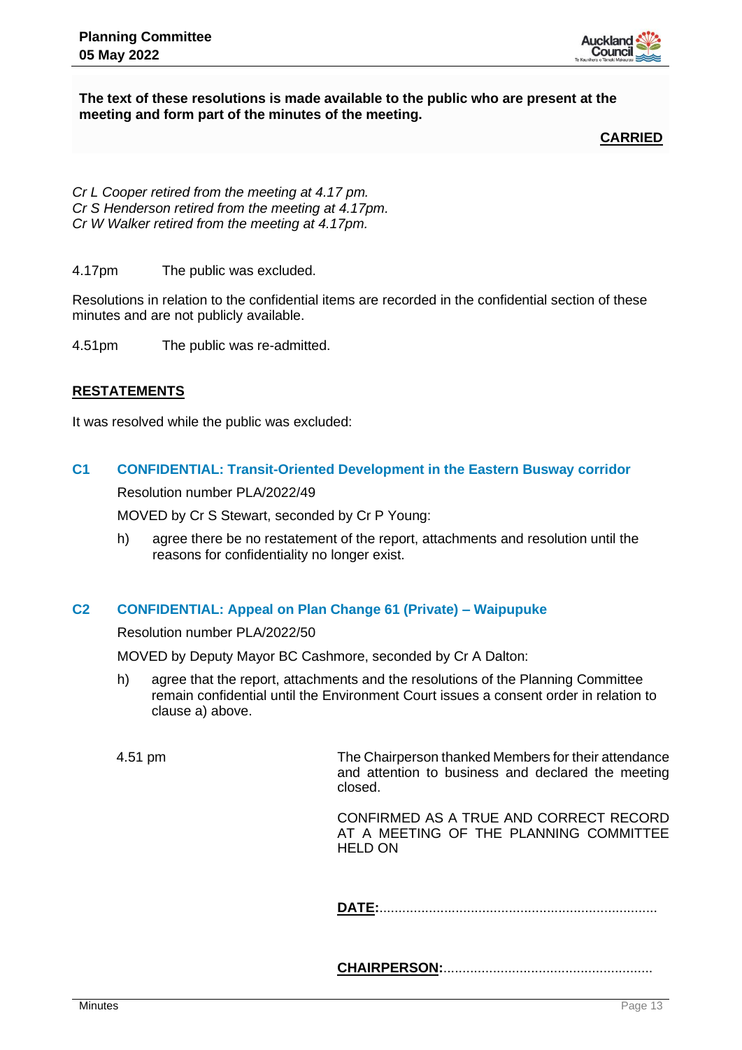**The text of these resolutions is made available to the public who are present at the meeting and form part of the minutes of the meeting.**

**CARRIED**

*Cr L Cooper retired from the meeting at 4.17 pm.*
*Cr S Henderson retired from the meeting at 4.17pm.*
*Cr W Walker retired from the meeting at 4.17pm.*

4.17pm The public was excluded.

Resolutions in relation to the confidential items are recorded in the confidential section of these minutes and are not publicly available.

4.51pm The public was re-admitted.

## RESTATEMENTS

It was resolved while the public was excluded:

### C1 CONFIDENTIAL: Transit-Oriented Development in the Eastern Busway corridor

Resolution number PLA/2022/49

MOVED by Cr S Stewart, seconded by Cr P Young:

h) agree there be no restatement of the report, attachments and resolution until the reasons for confidentiality no longer exist.

### C2 CONFIDENTIAL: Appeal on Plan Change 61 (Private) – Waipupuke

Resolution number PLA/2022/50

MOVED by Deputy Mayor BC Cashmore, seconded by Cr A Dalton:

h) agree that the report, attachments and the resolutions of the Planning Committee remain confidential until the Environment Court issues a consent order in relation to clause a) above.

4.51 pm The Chairperson thanked Members for their attendance and attention to business and declared the meeting closed.

CONFIRMED AS A TRUE AND CORRECT RECORD AT A MEETING OF THE PLANNING COMMITTEE HELD ON

**DATE:**.........................................................................

**CHAIRPERSON:**.......................................................